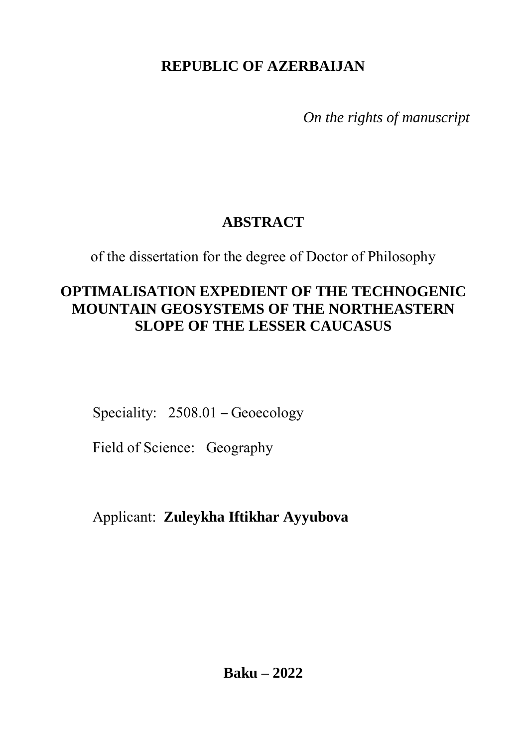**REPUBLIC OF AZERBAIJAN**

*On the rights of manuscript*

# ABSTRACT

of the dissertation for the degree of Doctor of Philosophy

## OPTIMALISATION EXPEDIENT OF THE TECHNOGENIC MOUNTAIN GEOSYSTEMS OF THE NORTHEASTERN SLOPE OF THE LESSER CAUCASUS

Speciality: 2508.01 – Geoecology

Field of Science: Geography

Applicant: **Zuleykha Iftikhar Ayyubova**

**Baku – 2022**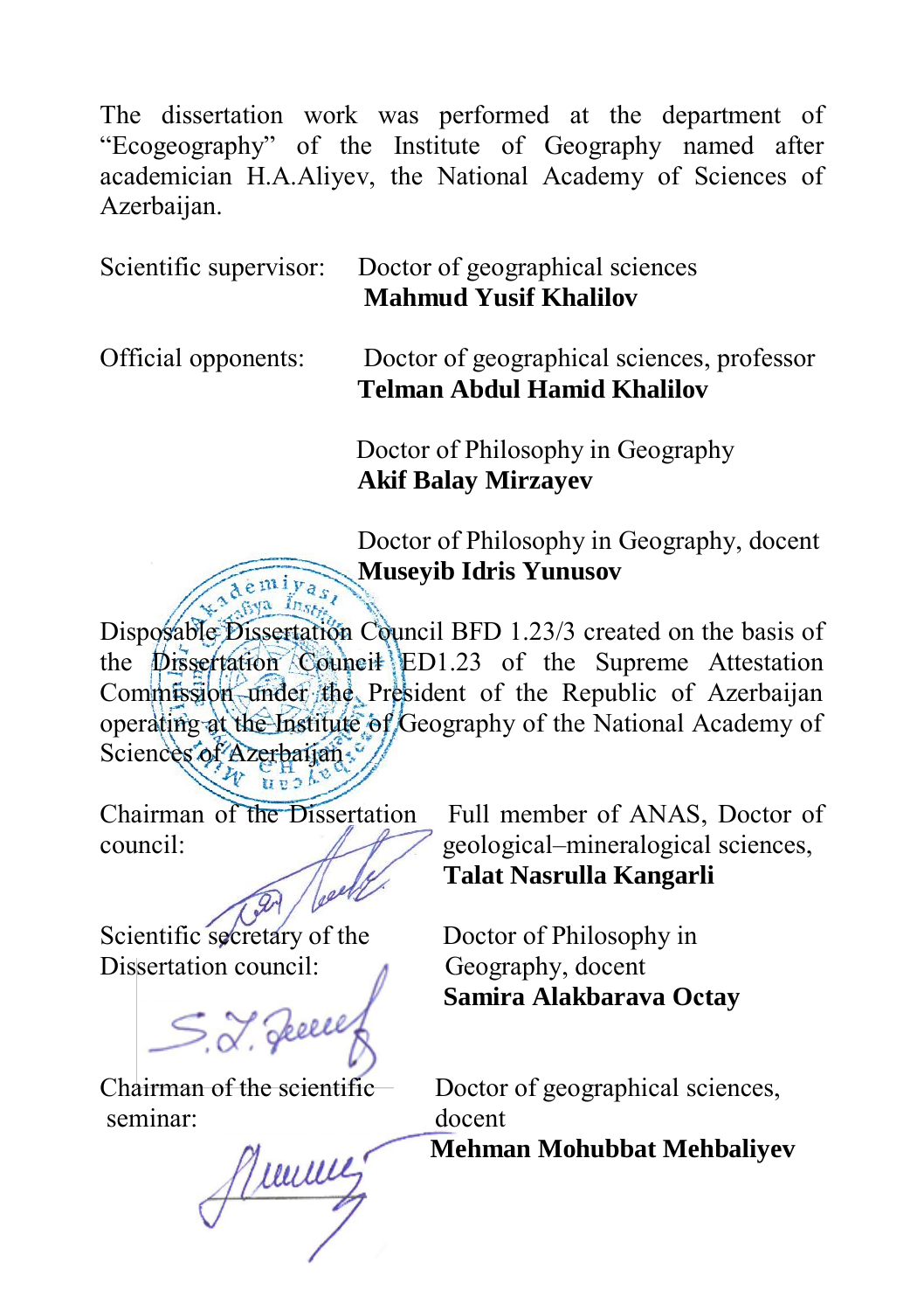The dissertation work was performed at the department of "Ecogeography" of the Institute of Geography named after academician H.A.Aliyev, the National Academy of Sciences of Azerbaijan.

| | |
|---|---|
| Scientific supervisor: | Doctor of geographical sciences **Mahmud Yusif Khalilov** |
| Official opponents: | Doctor of geographical sciences, professor **Telman Abdul Hamid Khalilov** |
| | Doctor of Philosophy in Geography **Akif Balay Mirzayev** |
| | Doctor of Philosophy in Geography, docent **Museyib Idris Yunusov** |

Disposable Dissertation Council BFD 1.23/3 created on the basis of the Dissertation Council ED1.23 of the Supreme Attestation Commission under the President of the Republic of Azerbaijan operating at the Institute of Geography of the National Academy of Sciences of Azerbaijan.

| | |
|---|---|
| Chairman of the Dissertation council: | Full member of ANAS, Doctor of geological–mineralogical sciences, **Talat Nasrulla Kangarli** |
| Scientific secretary of the Dissertation council: | Doctor of Philosophy in Geography, docent **Samira Alakbarava Octay** |
| Chairman of the scientific seminar: | Doctor of geographical sciences, docent **Mehman Mohubbat Mehbaliyev** |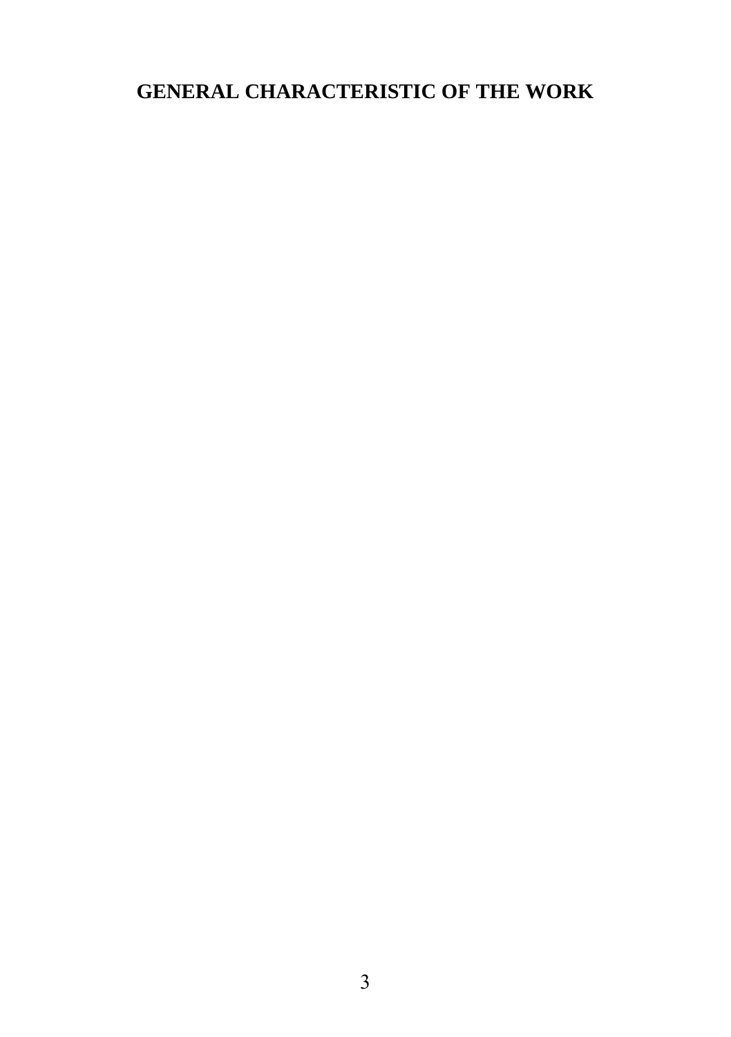# GENERAL CHARACTERISTIC OF THE WORK